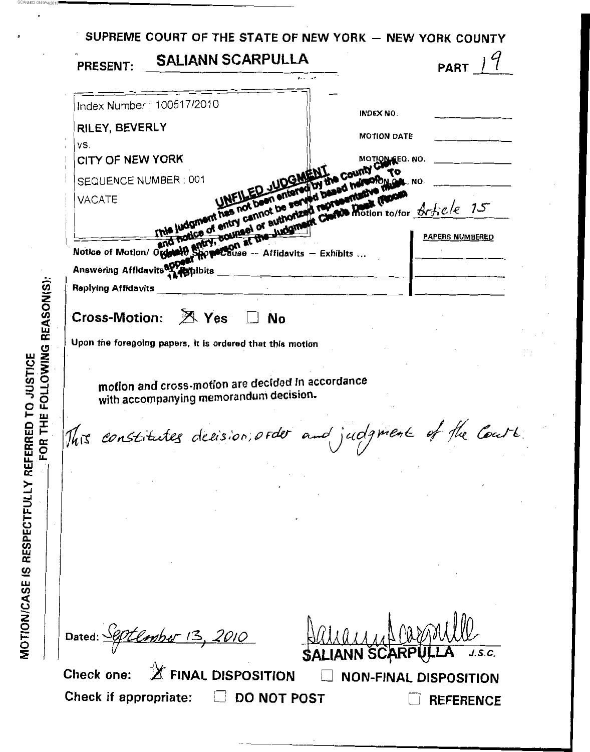SUPREME COURT OF THE STATE OF NEW YORK — NEW YORK COUNTY

PRESENT: SALIANN SCARPULLA PART 19

Index Number : 100517/2010

RILEY, BEVERLY

vs.

CITY OF NEW YORK

SEQUENCE NUMBER : 001

VACATE

INDEX NO. \_\_\_\_\_\_\_\_

MOTION DATE \_\_\_\_\_\_\_\_

MOTION SEQ. NO. \_\_\_\_\_\_\_\_

MOTION CAL. NO. \_\_\_\_\_\_\_\_

The following papers, numbered 1 to were read on this motion to/for *Article 15*

UNFILED JUDGMENT
This judgment has not been entered by the County Clerk and notice of entry cannot be served based hereon. To obtain entry, counsel or authorized representative must appear in person at the Judgment Clerk's Desk (Room 141B).

| | PAPERS NUMBERED |
|---|---|
| Notice of Motion/ Order to Show Cause — Affidavits — Exhibits ... | |
| Answering Affidavits — Exhibits | |
| Replying Affidavits | |

Cross-Motion: ☒ Yes ☐ No

Upon the foregoing papers, it is ordered that this motion

motion and cross-motion are decided in accordance with accompanying memorandum decision.

*This constitutes decision, order and judgment of the Court.*

MOTION/CASE IS RESPECTFULLY REFERRED TO JUSTICE FOR THE FOLLOWING REASON(S):

Dated: *September 13, 2010*

SALIANN SCARPULLA J.S.C.

Check one: ☒ FINAL DISPOSITION ☐ NON-FINAL DISPOSITION

Check if appropriate: ☐ DO NOT POST ☐ REFERENCE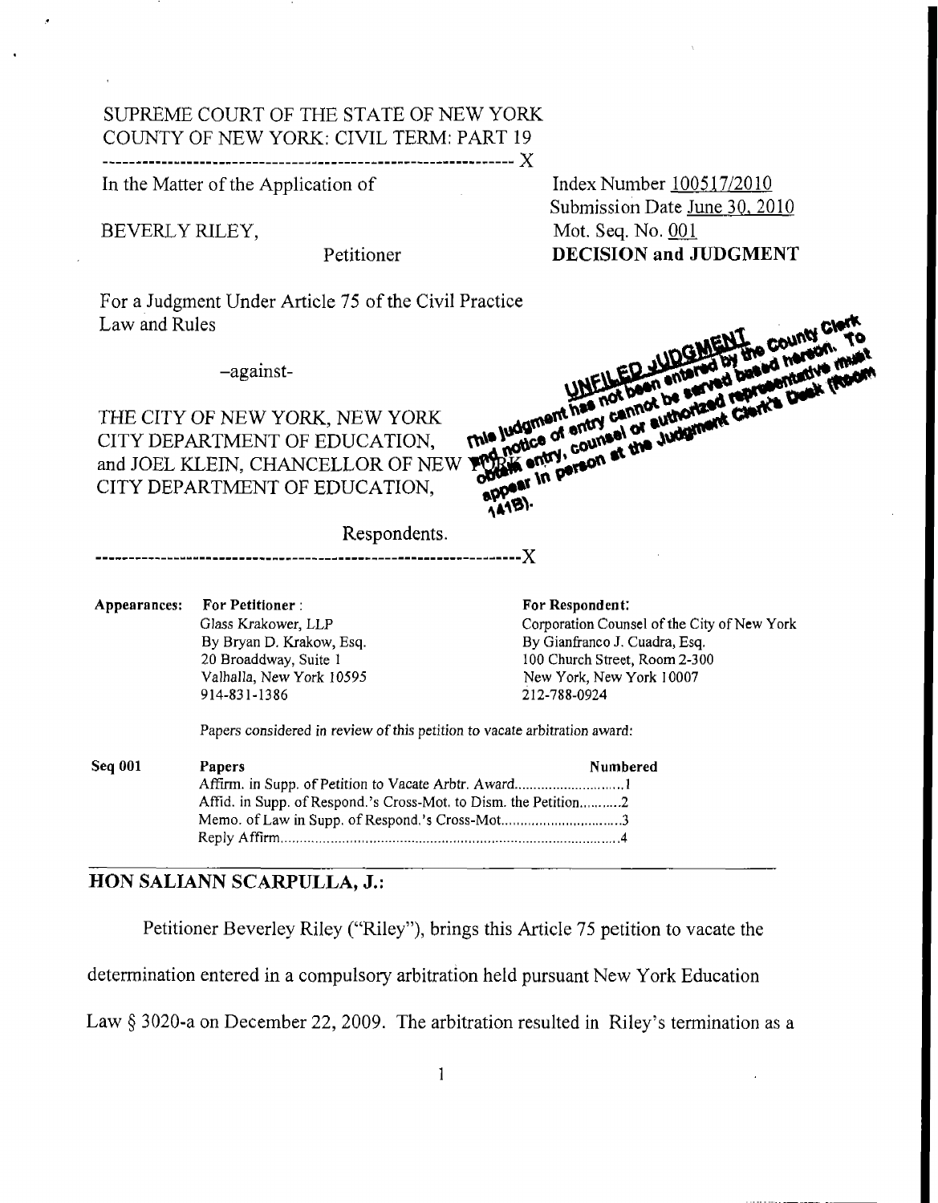SUPREME COURT OF THE STATE OF NEW YORK
COUNTY OF NEW YORK: CIVIL TERM: PART 19

--------------------------------------------------------------- X

In the Matter of the Application of

BEVERLY RILEY,

Petitioner

For a Judgment Under Article 75 of the Civil Practice Law and Rules

–against–

THE CITY OF NEW YORK, NEW YORK CITY DEPARTMENT OF EDUCATION, and JOEL KLEIN, CHANCELLOR OF NEW YORK CITY DEPARTMENT OF EDUCATION,

Respondents.

--------------------------------------------------------------- X

Index Number 100517/2010
Submission Date June 30, 2010
Mot. Seq. No. 001
**DECISION and JUDGMENT**

UNFILED JUDGMENT This judgment has not been entered by the County Clerk and notice of entry cannot be served based hereon. To obtain entry, counsel or authorized representative must appear in person at the Judgment Clerk's Desk (Room 141B).

**Appearances:**

**For Petitioner:**
Glass Krakower, LLP
By Bryan D. Krakow, Esq.
20 Broaddway, Suite 1
Valhalla, New York 10595
914-831-1386

**For Respondent:**
Corporation Counsel of the City of New York
By Gianfranco J. Cuadra, Esq.
100 Church Street, Room 2-300
New York, New York 10007
212-788-0924

Papers considered in review of this petition to vacate arbitration award:

| Seq 001 | Papers | Numbered |
|---|---|---|
| | Affirm. in Supp. of Petition to Vacate Arbtr. Award | 1 |
| | Affid. in Supp. of Respond.'s Cross-Mot. to Dism. the Petition | 2 |
| | Memo. of Law in Supp. of Respond.'s Cross-Mot | 3 |
| | Reply Affirm | 4 |

## HON SALIANN SCARPULLA, J.:

Petitioner Beverley Riley ("Riley"), brings this Article 75 petition to vacate the determination entered in a compulsory arbitration held pursuant New York Education Law § 3020-a on December 22, 2009. The arbitration resulted in Riley's termination as a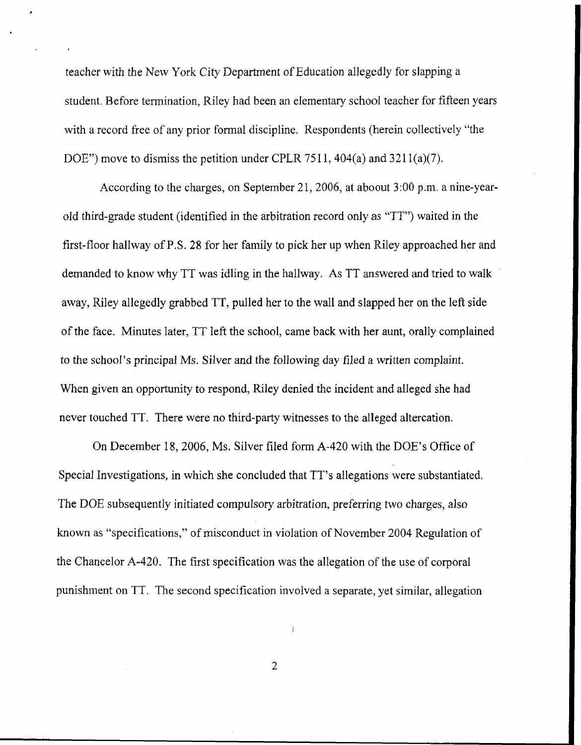teacher with the New York City Department of Education allegedly for slapping a student. Before termination, Riley had been an elementary school teacher for fifteen years with a record free of any prior formal discipline. Respondents (herein collectively "the DOE") move to dismiss the petition under CPLR 7511, 404(a) and 3211(a)(7).

According to the charges, on September 21, 2006, at aboout 3:00 p.m. a nine-year-old third-grade student (identified in the arbitration record only as "TT") waited in the first-floor hallway of P.S. 28 for her family to pick her up when Riley approached her and demanded to know why TT was idling in the hallway. As TT answered and tried to walk away, Riley allegedly grabbed TT, pulled her to the wall and slapped her on the left side of the face. Minutes later, TT left the school, came back with her aunt, orally complained to the school's principal Ms. Silver and the following day filed a written complaint. When given an opportunity to respond, Riley denied the incident and alleged she had never touched TT. There were no third-party witnesses to the alleged altercation.

On December 18, 2006, Ms. Silver filed form A-420 with the DOE's Office of Special Investigations, in which she concluded that TT's allegations were substantiated. The DOE subsequently initiated compulsory arbitration, preferring two charges, also known as "specifications," of misconduct in violation of November 2004 Regulation of the Chancelor A-420. The first specification was the allegation of the use of corporal punishment on TT. The second specification involved a separate, yet similar, allegation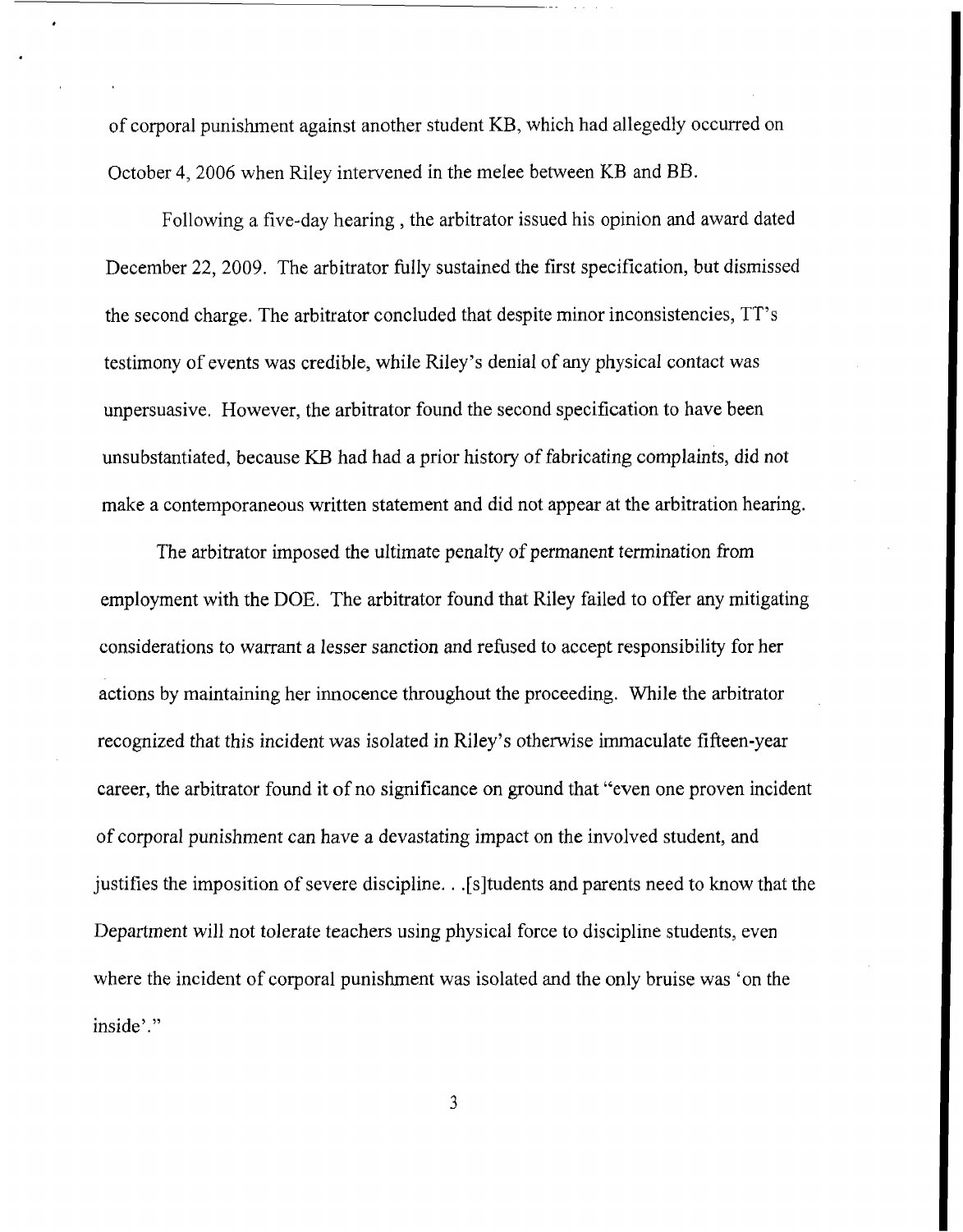of corporal punishment against another student KB, which had allegedly occurred on October 4, 2006 when Riley intervened in the melee between KB and BB.

Following a five-day hearing , the arbitrator issued his opinion and award dated December 22, 2009. The arbitrator fully sustained the first specification, but dismissed the second charge. The arbitrator concluded that despite minor inconsistencies, TT's testimony of events was credible, while Riley's denial of any physical contact was unpersuasive. However, the arbitrator found the second specification to have been unsubstantiated, because KB had had a prior history of fabricating complaints, did not make a contemporaneous written statement and did not appear at the arbitration hearing.

The arbitrator imposed the ultimate penalty of permanent termination from employment with the DOE. The arbitrator found that Riley failed to offer any mitigating considerations to warrant a lesser sanction and refused to accept responsibility for her actions by maintaining her innocence throughout the proceeding. While the arbitrator recognized that this incident was isolated in Riley's otherwise immaculate fifteen-year career, the arbitrator found it of no significance on ground that "even one proven incident of corporal punishment can have a devastating impact on the involved student, and justifies the imposition of severe discipline. . .[s]tudents and parents need to know that the Department will not tolerate teachers using physical force to discipline students, even where the incident of corporal punishment was isolated and the only bruise was 'on the inside'."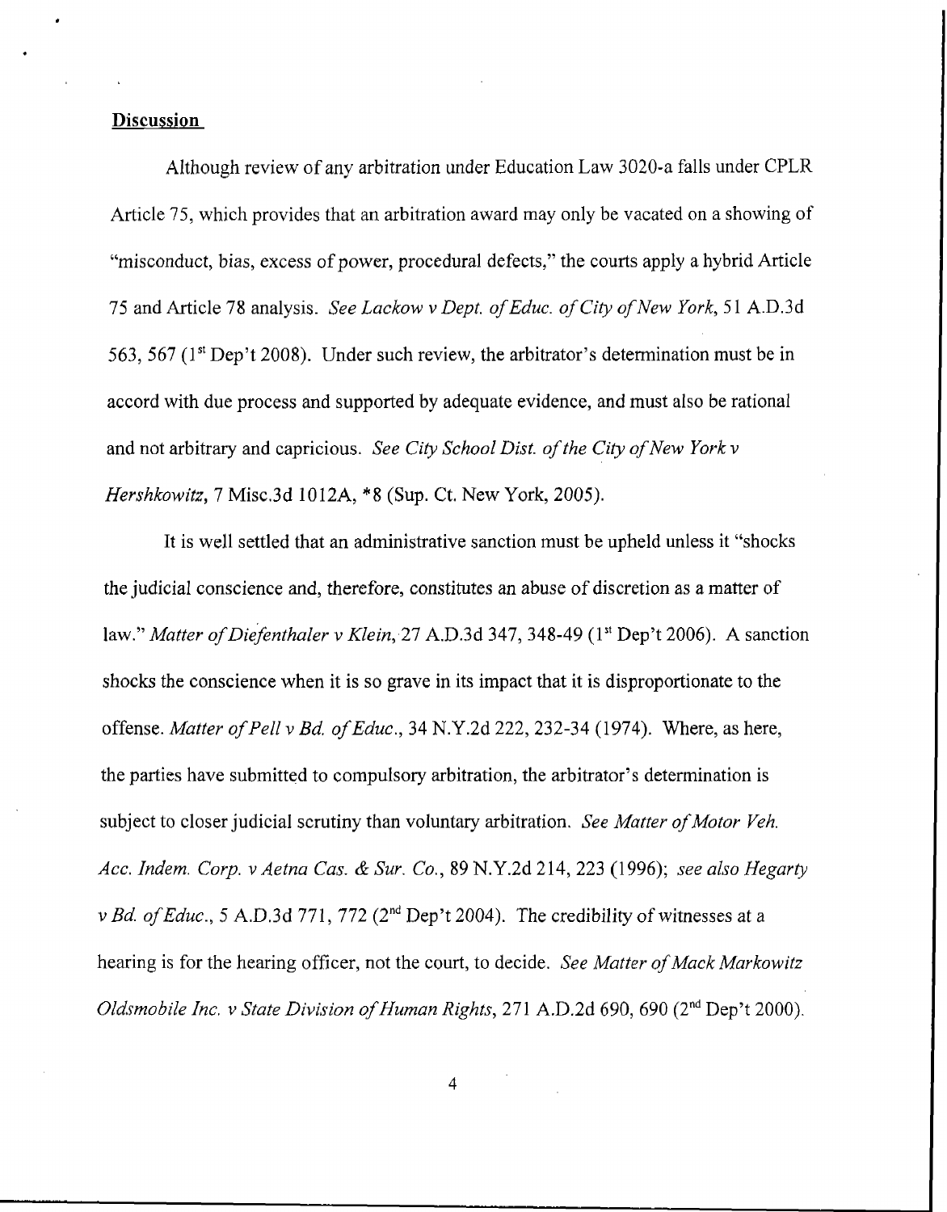**Discussion**

Although review of any arbitration under Education Law 3020-a falls under CPLR Article 75, which provides that an arbitration award may only be vacated on a showing of "misconduct, bias, excess of power, procedural defects," the courts apply a hybrid Article 75 and Article 78 analysis. *See Lackow v Dept. of Educ. of City of New York*, 51 A.D.3d 563, 567 (1st Dep't 2008). Under such review, the arbitrator's determination must be in accord with due process and supported by adequate evidence, and must also be rational and not arbitrary and capricious. *See City School Dist. of the City of New York v Hershkowitz*, 7 Misc.3d 1012A, \*8 (Sup. Ct. New York, 2005).

It is well settled that an administrative sanction must be upheld unless it "shocks the judicial conscience and, therefore, constitutes an abuse of discretion as a matter of law." *Matter of Diefenthaler v Klein*, 27 A.D.3d 347, 348-49 (1st Dep't 2006). A sanction shocks the conscience when it is so grave in its impact that it is disproportionate to the offense. *Matter of Pell v Bd. of Educ.*, 34 N.Y.2d 222, 232-34 (1974). Where, as here, the parties have submitted to compulsory arbitration, the arbitrator's determination is subject to closer judicial scrutiny than voluntary arbitration. *See Matter of Motor Veh. Acc. Indem. Corp. v Aetna Cas. & Sur. Co.*, 89 N.Y.2d 214, 223 (1996); *see also Hegarty v Bd. of Educ.*, 5 A.D.3d 771, 772 (2nd Dep't 2004). The credibility of witnesses at a hearing is for the hearing officer, not the court, to decide. *See Matter of Mack Markowitz Oldsmobile Inc. v State Division of Human Rights*, 271 A.D.2d 690, 690 (2nd Dep't 2000).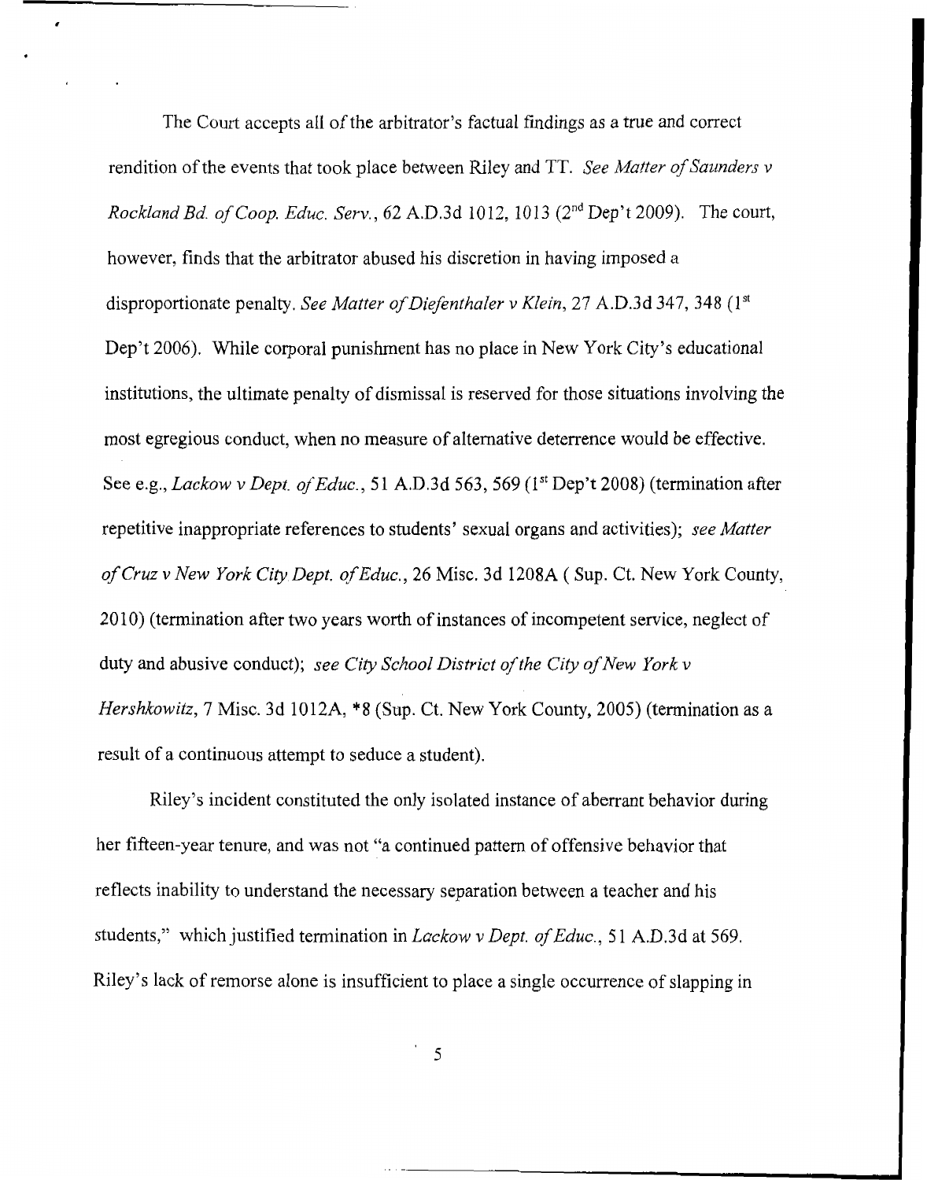The Court accepts all of the arbitrator's factual findings as a true and correct rendition of the events that took place between Riley and TT. *See Matter of Saunders v Rockland Bd. of Coop. Educ. Serv.*, 62 A.D.3d 1012, 1013 (2nd Dep't 2009). The court, however, finds that the arbitrator abused his discretion in having imposed a disproportionate penalty. *See Matter of Diefenthaler v Klein*, 27 A.D.3d 347, 348 (1st Dep't 2006). While corporal punishment has no place in New York City's educational institutions, the ultimate penalty of dismissal is reserved for those situations involving the most egregious conduct, when no measure of alternative deterrence would be effective. See e.g., *Lackow v Dept. of Educ.*, 51 A.D.3d 563, 569 (1st Dep't 2008) (termination after repetitive inappropriate references to students' sexual organs and activities); *see Matter of Cruz v New York City Dept. of Educ.*, 26 Misc. 3d 1208A ( Sup. Ct. New York County, 2010) (termination after two years worth of instances of incompetent service, neglect of duty and abusive conduct); *see City School District of the City of New York v Hershkowitz*, 7 Misc. 3d 1012A, *8 (Sup. Ct. New York County, 2005) (termination as a result of a continuous attempt to seduce a student).

Riley's incident constituted the only isolated instance of aberrant behavior during her fifteen-year tenure, and was not "a continued pattern of offensive behavior that reflects inability to understand the necessary separation between a teacher and his students," which justified termination in *Lackow v Dept. of Educ.*, 51 A.D.3d at 569. Riley's lack of remorse alone is insufficient to place a single occurrence of slapping in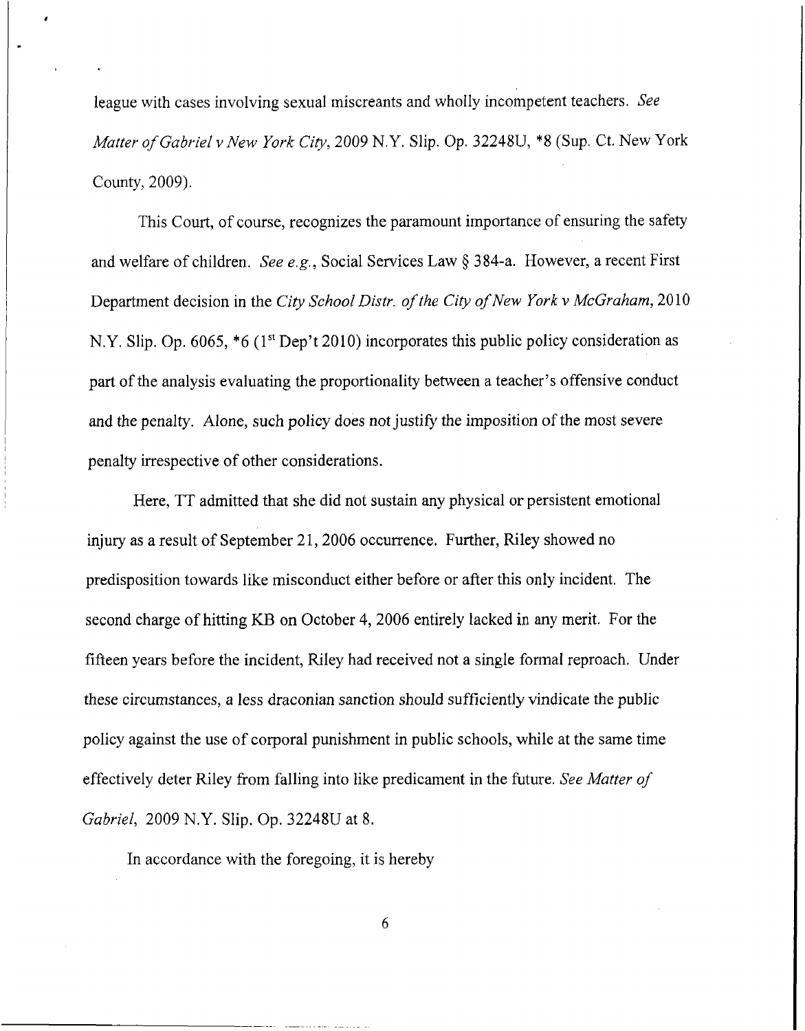league with cases involving sexual miscreants and wholly incompetent teachers. *See Matter of Gabriel v New York City*, 2009 N.Y. Slip. Op. 32248U, *8 (Sup. Ct. New York County, 2009).

This Court, of course, recognizes the paramount importance of ensuring the safety and welfare of children. *See e.g.*, Social Services Law § 384-a. However, a recent First Department decision in the *City School Distr. of the City of New York v McGraham*, 2010 N.Y. Slip. Op. 6065, *6 (1st Dep't 2010) incorporates this public policy consideration as part of the analysis evaluating the proportionality between a teacher's offensive conduct and the penalty. Alone, such policy does not justify the imposition of the most severe penalty irrespective of other considerations.

Here, TT admitted that she did not sustain any physical or persistent emotional injury as a result of September 21, 2006 occurrence. Further, Riley showed no predisposition towards like misconduct either before or after this only incident. The second charge of hitting KB on October 4, 2006 entirely lacked in any merit. For the fifteen years before the incident, Riley had received not a single formal reproach. Under these circumstances, a less draconian sanction should sufficiently vindicate the public policy against the use of corporal punishment in public schools, while at the same time effectively deter Riley from falling into like predicament in the future. *See Matter of Gabriel*, 2009 N.Y. Slip. Op. 32248U at 8.

In accordance with the foregoing, it is hereby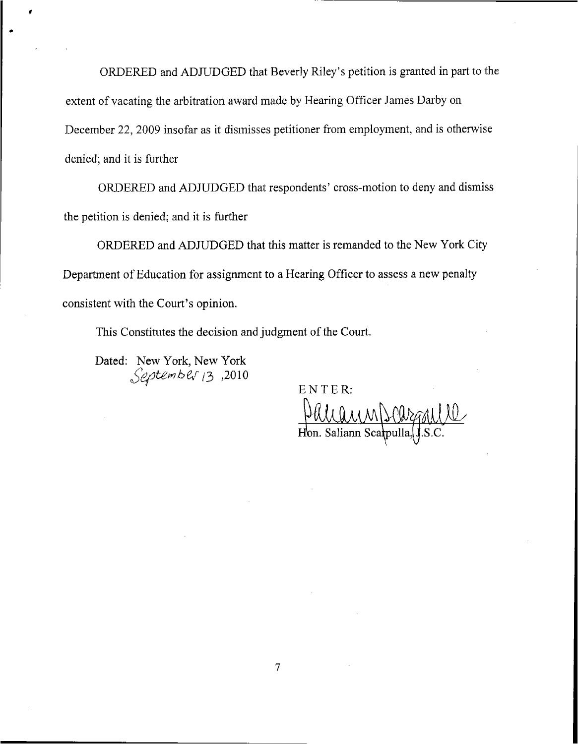ORDERED and ADJUDGED that Beverly Riley's petition is granted in part to the extent of vacating the arbitration award made by Hearing Officer James Darby on December 22, 2009 insofar as it dismisses petitioner from employment, and is otherwise denied; and it is further

ORDERED and ADJUDGED that respondents' cross-motion to deny and dismiss the petition is denied; and it is further

ORDERED and ADJUDGED that this matter is remanded to the New York City Department of Education for assignment to a Hearing Officer to assess a new penalty consistent with the Court's opinion.

This Constitutes the decision and judgment of the Court.

Dated: New York, New York
September 13 ,2010

ENTER:

Saliann Scarpulla

Hon. Saliann Scarpulla, J.S.C.